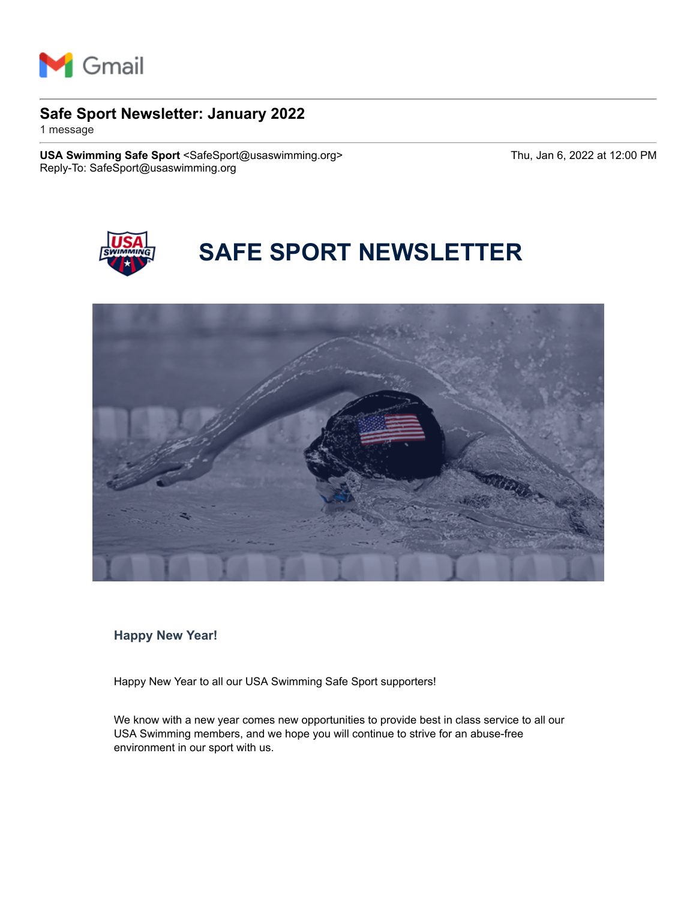Gmail

# Safe Sport Newsletter: January 2022

1 message

**USA Swimming Safe Sport** <SafeSport@usaswimming.org>
Reply-To: SafeSport@usaswimming.org

Thu, Jan 6, 2022 at 12:00 PM

## SAFE SPORT NEWSLETTER

### Happy New Year!

Happy New Year to all our USA Swimming Safe Sport supporters!

We know with a new year comes new opportunities to provide best in class service to all our USA Swimming members, and we hope you will continue to strive for an abuse-free environment in our sport with us.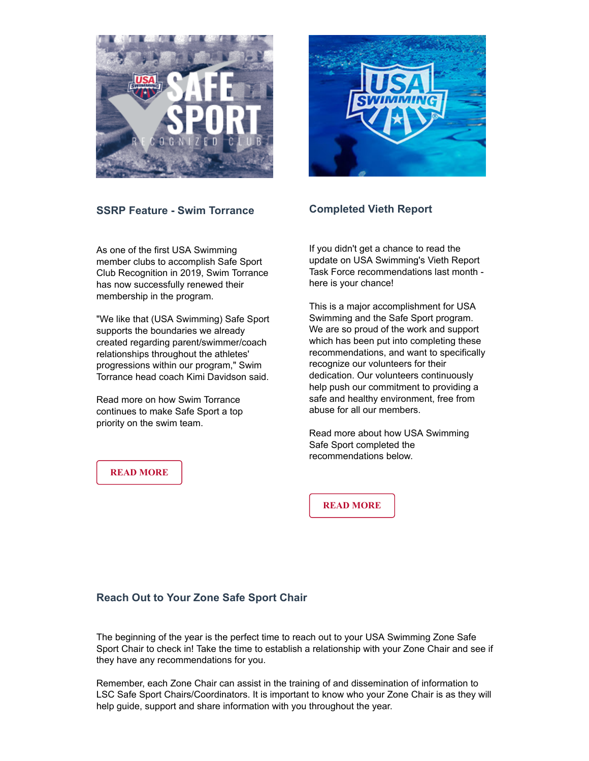### SSRP Feature - Swim Torrance

As one of the first USA Swimming member clubs to accomplish Safe Sport Club Recognition in 2019, Swim Torrance has now successfully renewed their membership in the program.

"We like that (USA Swimming) Safe Sport supports the boundaries we already created regarding parent/swimmer/coach relationships throughout the athletes' progressions within our program," Swim Torrance head coach Kimi Davidson said.

Read more on how Swim Torrance continues to make Safe Sport a top priority on the swim team.

READ MORE

### Completed Vieth Report

If you didn't get a chance to read the update on USA Swimming's Vieth Report Task Force recommendations last month - here is your chance!

This is a major accomplishment for USA Swimming and the Safe Sport program. We are so proud of the work and support which has been put into completing these recommendations, and want to specifically recognize our volunteers for their dedication. Our volunteers continuously help push our commitment to providing a safe and healthy environment, free from abuse for all our members.

Read more about how USA Swimming Safe Sport completed the recommendations below.

READ MORE

### Reach Out to Your Zone Safe Sport Chair

The beginning of the year is the perfect time to reach out to your USA Swimming Zone Safe Sport Chair to check in! Take the time to establish a relationship with your Zone Chair and see if they have any recommendations for you.

Remember, each Zone Chair can assist in the training of and dissemination of information to LSC Safe Sport Chairs/Coordinators. It is important to know who your Zone Chair is as they will help guide, support and share information with you throughout the year.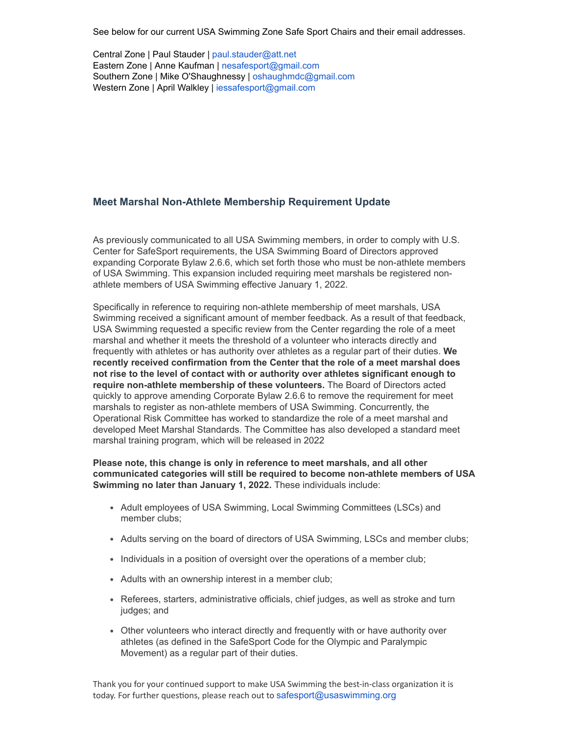See below for our current USA Swimming Zone Safe Sport Chairs and their email addresses.

Central Zone | Paul Stauder | paul.stauder@att.net
Eastern Zone | Anne Kaufman | nesafesport@gmail.com
Southern Zone | Mike O'Shaughnessy | oshaughmdc@gmail.com
Western Zone | April Walkley | iessafesport@gmail.com

### Meet Marshal Non-Athlete Membership Requirement Update

As previously communicated to all USA Swimming members, in order to comply with U.S. Center for SafeSport requirements, the USA Swimming Board of Directors approved expanding Corporate Bylaw 2.6.6, which set forth those who must be non-athlete members of USA Swimming. This expansion included requiring meet marshals be registered non-athlete members of USA Swimming effective January 1, 2022.

Specifically in reference to requiring non-athlete membership of meet marshals, USA Swimming received a significant amount of member feedback. As a result of that feedback, USA Swimming requested a specific review from the Center regarding the role of a meet marshal and whether it meets the threshold of a volunteer who interacts directly and frequently with athletes or has authority over athletes as a regular part of their duties. **We recently received confirmation from the Center that the role of a meet marshal does not rise to the level of contact with or authority over athletes significant enough to require non-athlete membership of these volunteers.** The Board of Directors acted quickly to approve amending Corporate Bylaw 2.6.6 to remove the requirement for meet marshals to register as non-athlete members of USA Swimming. Concurrently, the Operational Risk Committee has worked to standardize the role of a meet marshal and developed Meet Marshal Standards. The Committee has also developed a standard meet marshal training program, which will be released in 2022

**Please note, this change is only in reference to meet marshals, and all other communicated categories will still be required to become non-athlete members of USA Swimming no later than January 1, 2022.** These individuals include:

- Adult employees of USA Swimming, Local Swimming Committees (LSCs) and member clubs;
- Adults serving on the board of directors of USA Swimming, LSCs and member clubs;
- Individuals in a position of oversight over the operations of a member club;
- Adults with an ownership interest in a member club;
- Referees, starters, administrative officials, chief judges, as well as stroke and turn judges; and
- Other volunteers who interact directly and frequently with or have authority over athletes (as defined in the SafeSport Code for the Olympic and Paralympic Movement) as a regular part of their duties.

Thank you for your continued support to make USA Swimming the best-in-class organization it is today. For further questions, please reach out to safesport@usaswimming.org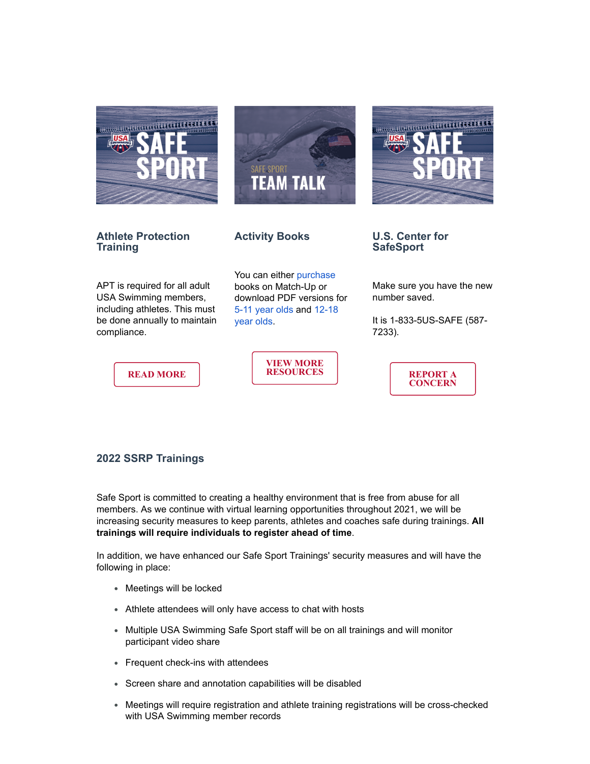### Athlete Protection Training

APT is required for all adult USA Swimming members, including athletes. This must be done annually to maintain compliance.

READ MORE

### Activity Books

You can either purchase books on Match-Up or download PDF versions for 5-11 year olds and 12-18 year olds.

VIEW MORE RESOURCES

### U.S. Center for SafeSport

Make sure you have the new number saved.

It is 1-833-5US-SAFE (587-7233).

REPORT A CONCERN

### 2022 SSRP Trainings

Safe Sport is committed to creating a healthy environment that is free from abuse for all members. As we continue with virtual learning opportunities throughout 2021, we will be increasing security measures to keep parents, athletes and coaches safe during trainings. **All trainings will require individuals to register ahead of time**.

In addition, we have enhanced our Safe Sport Trainings' security measures and will have the following in place:

- Meetings will be locked
- Athlete attendees will only have access to chat with hosts
- Multiple USA Swimming Safe Sport staff will be on all trainings and will monitor participant video share
- Frequent check-ins with attendees
- Screen share and annotation capabilities will be disabled
- Meetings will require registration and athlete training registrations will be cross-checked with USA Swimming member records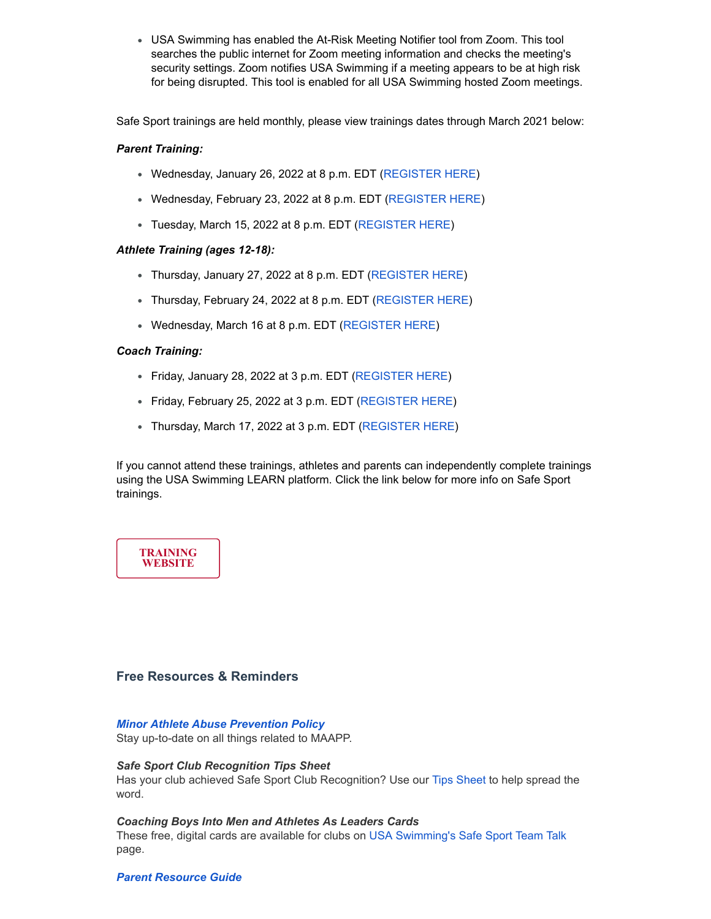- USA Swimming has enabled the At-Risk Meeting Notifier tool from Zoom. This tool searches the public internet for Zoom meeting information and checks the meeting's security settings. Zoom notifies USA Swimming if a meeting appears to be at high risk for being disrupted. This tool is enabled for all USA Swimming hosted Zoom meetings.

Safe Sport trainings are held monthly, please view trainings dates through March 2021 below:

***Parent Training:***

- Wednesday, January 26, 2022 at 8 p.m. EDT (REGISTER HERE)
- Wednesday, February 23, 2022 at 8 p.m. EDT (REGISTER HERE)
- Tuesday, March 15, 2022 at 8 p.m. EDT (REGISTER HERE)

***Athlete Training (ages 12-18):***

- Thursday, January 27, 2022 at 8 p.m. EDT (REGISTER HERE)
- Thursday, February 24, 2022 at 8 p.m. EDT (REGISTER HERE)
- Wednesday, March 16 at 8 p.m. EDT (REGISTER HERE)

***Coach Training:***

- Friday, January 28, 2022 at 3 p.m. EDT (REGISTER HERE)
- Friday, February 25, 2022 at 3 p.m. EDT (REGISTER HERE)
- Thursday, March 17, 2022 at 3 p.m. EDT (REGISTER HERE)

If you cannot attend these trainings, athletes and parents can independently complete trainings using the USA Swimming LEARN platform. Click the link below for more info on Safe Sport trainings.

**TRAINING WEBSITE**

## Free Resources & Reminders

***Minor Athlete Abuse Prevention Policy***
Stay up-to-date on all things related to MAAPP.

***Safe Sport Club Recognition Tips Sheet***
Has your club achieved Safe Sport Club Recognition? Use our Tips Sheet to help spread the word.

***Coaching Boys Into Men and Athletes As Leaders Cards***
These free, digital cards are available for clubs on USA Swimming's Safe Sport Team Talk page.

***Parent Resource Guide***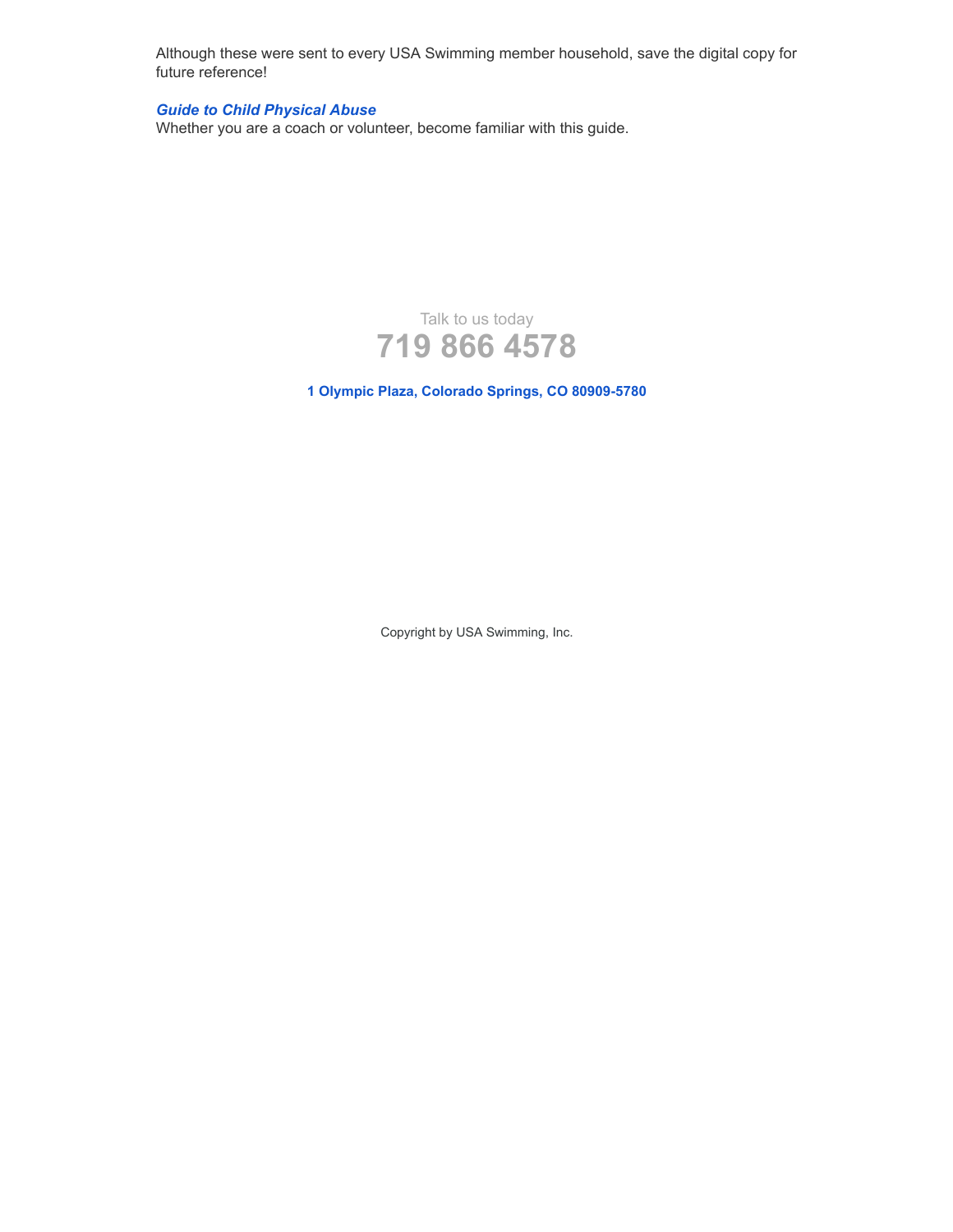Although these were sent to every USA Swimming member household, save the digital copy for future reference!

***Guide to Child Physical Abuse***
Whether you are a coach or volunteer, become familiar with this guide.

Talk to us today

**719 866 4578**

**1 Olympic Plaza, Colorado Springs, CO 80909-5780**

Copyright by USA Swimming, Inc.